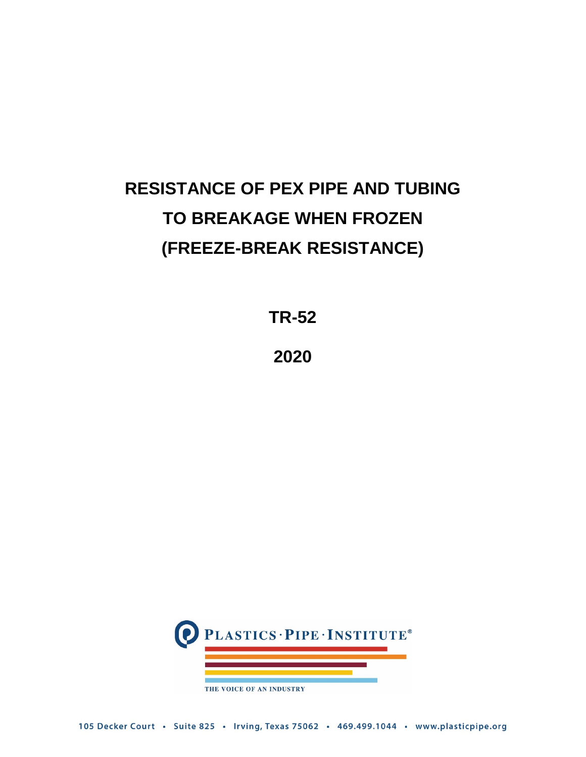# RESISTANCE OF PEX PIPE AND TUBING TO BREAKAGE WHEN FROZEN (FREEZE-BREAK RESISTANCE)

**TR-52**

**2020**

PLASTICS · PIPE · INSTITUTE®

THE VOICE OF AN INDUSTRY

105 Decker Court • Suite 825 • Irving, Texas 75062 • 469.499.1044 • www.plasticpipe.org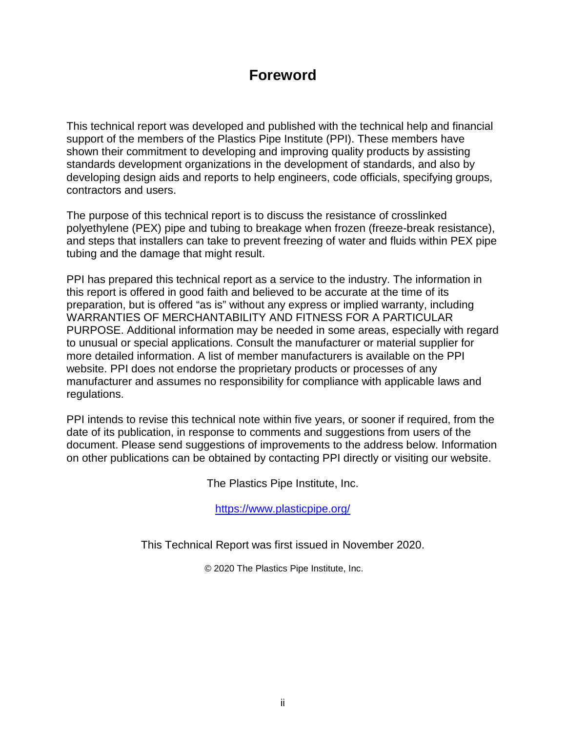# Foreword

This technical report was developed and published with the technical help and financial support of the members of the Plastics Pipe Institute (PPI). These members have shown their commitment to developing and improving quality products by assisting standards development organizations in the development of standards, and also by developing design aids and reports to help engineers, code officials, specifying groups, contractors and users.

The purpose of this technical report is to discuss the resistance of crosslinked polyethylene (PEX) pipe and tubing to breakage when frozen (freeze-break resistance), and steps that installers can take to prevent freezing of water and fluids within PEX pipe tubing and the damage that might result.

PPI has prepared this technical report as a service to the industry. The information in this report is offered in good faith and believed to be accurate at the time of its preparation, but is offered "as is" without any express or implied warranty, including WARRANTIES OF MERCHANTABILITY AND FITNESS FOR A PARTICULAR PURPOSE. Additional information may be needed in some areas, especially with regard to unusual or special applications. Consult the manufacturer or material supplier for more detailed information. A list of member manufacturers is available on the PPI website. PPI does not endorse the proprietary products or processes of any manufacturer and assumes no responsibility for compliance with applicable laws and regulations.

PPI intends to revise this technical note within five years, or sooner if required, from the date of its publication, in response to comments and suggestions from users of the document. Please send suggestions of improvements to the address below. Information on other publications can be obtained by contacting PPI directly or visiting our website.

The Plastics Pipe Institute, Inc.

https://www.plasticpipe.org/

This Technical Report was first issued in November 2020.

© 2020 The Plastics Pipe Institute, Inc.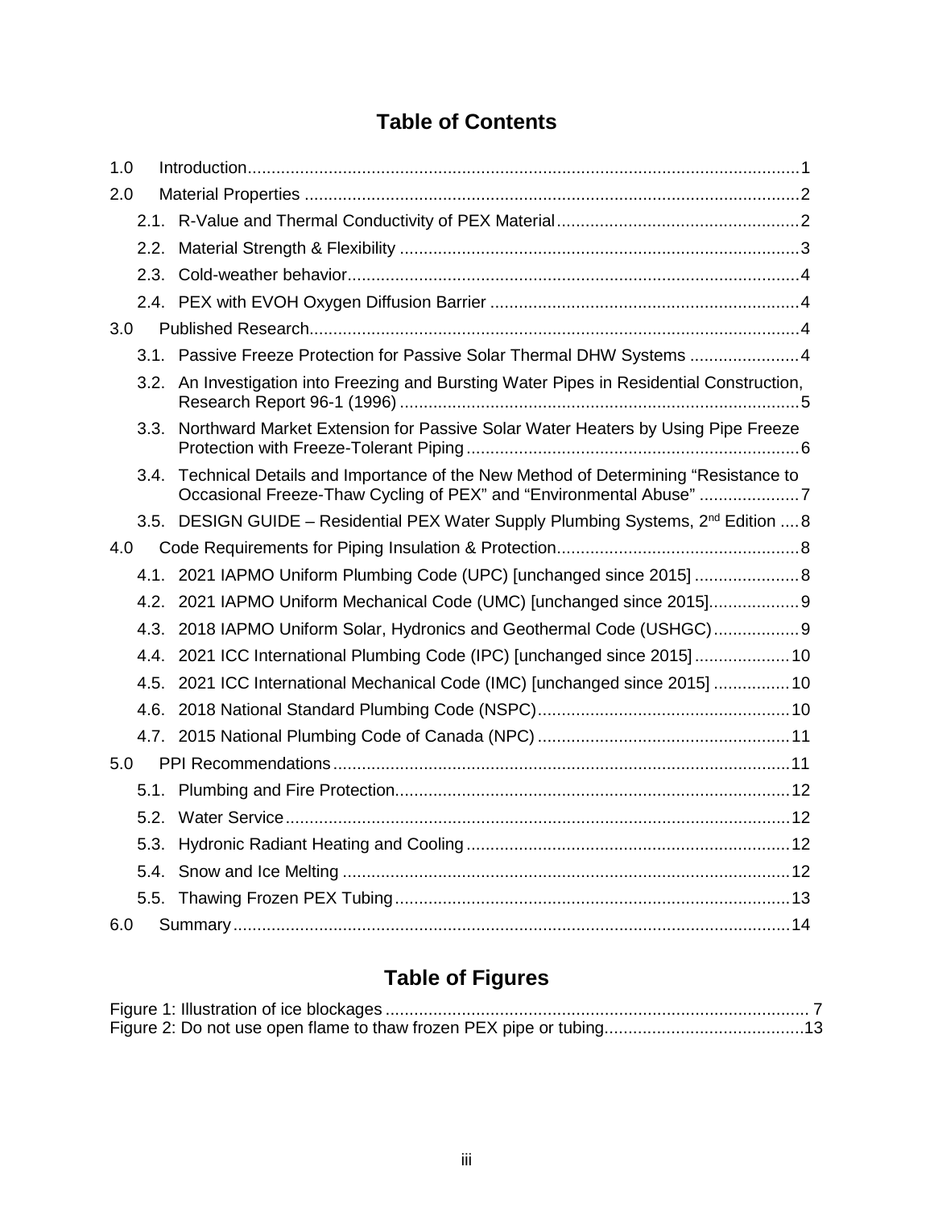# Table of Contents

- 1.0 Introduction .......... 1
- 2.0 Material Properties .......... 2
  - 2.1. R-Value and Thermal Conductivity of PEX Material .......... 2
  - 2.2. Material Strength & Flexibility .......... 3
  - 2.3. Cold-weather behavior .......... 4
  - 2.4. PEX with EVOH Oxygen Diffusion Barrier .......... 4
- 3.0 Published Research .......... 4
  - 3.1. Passive Freeze Protection for Passive Solar Thermal DHW Systems .......... 4
  - 3.2. An Investigation into Freezing and Bursting Water Pipes in Residential Construction, Research Report 96-1 (1996) .......... 5
  - 3.3. Northward Market Extension for Passive Solar Water Heaters by Using Pipe Freeze Protection with Freeze-Tolerant Piping .......... 6
  - 3.4. Technical Details and Importance of the New Method of Determining "Resistance to Occasional Freeze-Thaw Cycling of PEX" and "Environmental Abuse" .......... 7
  - 3.5. DESIGN GUIDE – Residential PEX Water Supply Plumbing Systems, 2nd Edition .......... 8
- 4.0 Code Requirements for Piping Insulation & Protection .......... 8
  - 4.1. 2021 IAPMO Uniform Plumbing Code (UPC) [unchanged since 2015] .......... 8
  - 4.2. 2021 IAPMO Uniform Mechanical Code (UMC) [unchanged since 2015] .......... 9
  - 4.3. 2018 IAPMO Uniform Solar, Hydronics and Geothermal Code (USHGC) .......... 9
  - 4.4. 2021 ICC International Plumbing Code (IPC) [unchanged since 2015] .......... 10
  - 4.5. 2021 ICC International Mechanical Code (IMC) [unchanged since 2015] .......... 10
  - 4.6. 2018 National Standard Plumbing Code (NSPC) .......... 10
  - 4.7. 2015 National Plumbing Code of Canada (NPC) .......... 11
- 5.0 PPI Recommendations .......... 11
  - 5.1. Plumbing and Fire Protection .......... 12
  - 5.2. Water Service .......... 12
  - 5.3. Hydronic Radiant Heating and Cooling .......... 12
  - 5.4. Snow and Ice Melting .......... 12
  - 5.5. Thawing Frozen PEX Tubing .......... 13
- 6.0 Summary .......... 14

# Table of Figures

- Figure 1: Illustration of ice blockages .......... 7
- Figure 2: Do not use open flame to thaw frozen PEX pipe or tubing .......... 13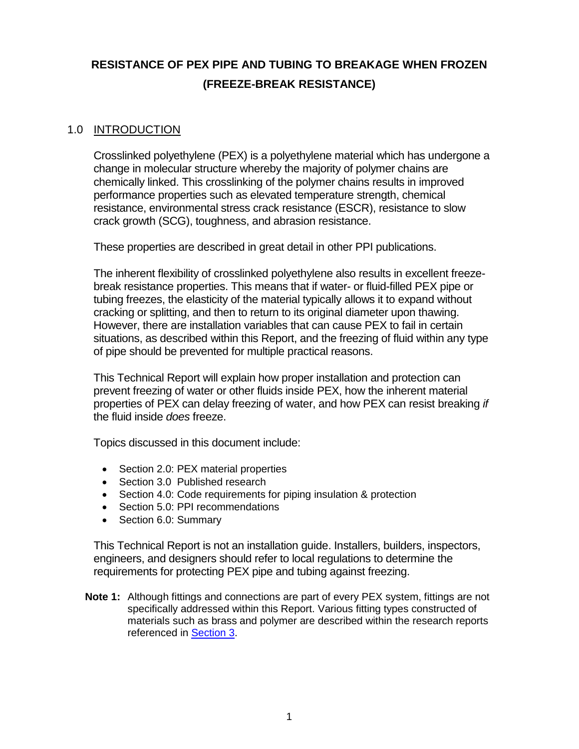# RESISTANCE OF PEX PIPE AND TUBING TO BREAKAGE WHEN FROZEN (FREEZE-BREAK RESISTANCE)

## 1.0 INTRODUCTION

Crosslinked polyethylene (PEX) is a polyethylene material which has undergone a change in molecular structure whereby the majority of polymer chains are chemically linked. This crosslinking of the polymer chains results in improved performance properties such as elevated temperature strength, chemical resistance, environmental stress crack resistance (ESCR), resistance to slow crack growth (SCG), toughness, and abrasion resistance.

These properties are described in great detail in other PPI publications.

The inherent flexibility of crosslinked polyethylene also results in excellent freeze-break resistance properties. This means that if water- or fluid-filled PEX pipe or tubing freezes, the elasticity of the material typically allows it to expand without cracking or splitting, and then to return to its original diameter upon thawing. However, there are installation variables that can cause PEX to fail in certain situations, as described within this Report, and the freezing of fluid within any type of pipe should be prevented for multiple practical reasons.

This Technical Report will explain how proper installation and protection can prevent freezing of water or other fluids inside PEX, how the inherent material properties of PEX can delay freezing of water, and how PEX can resist breaking *if* the fluid inside *does* freeze.

Topics discussed in this document include:

- Section 2.0: PEX material properties
- Section 3.0 Published research
- Section 4.0: Code requirements for piping insulation & protection
- Section 5.0: PPI recommendations
- Section 6.0: Summary

This Technical Report is not an installation guide. Installers, builders, inspectors, engineers, and designers should refer to local regulations to determine the requirements for protecting PEX pipe and tubing against freezing.

**Note 1:** Although fittings and connections are part of every PEX system, fittings are not specifically addressed within this Report. Various fitting types constructed of materials such as brass and polymer are described within the research reports referenced in Section 3.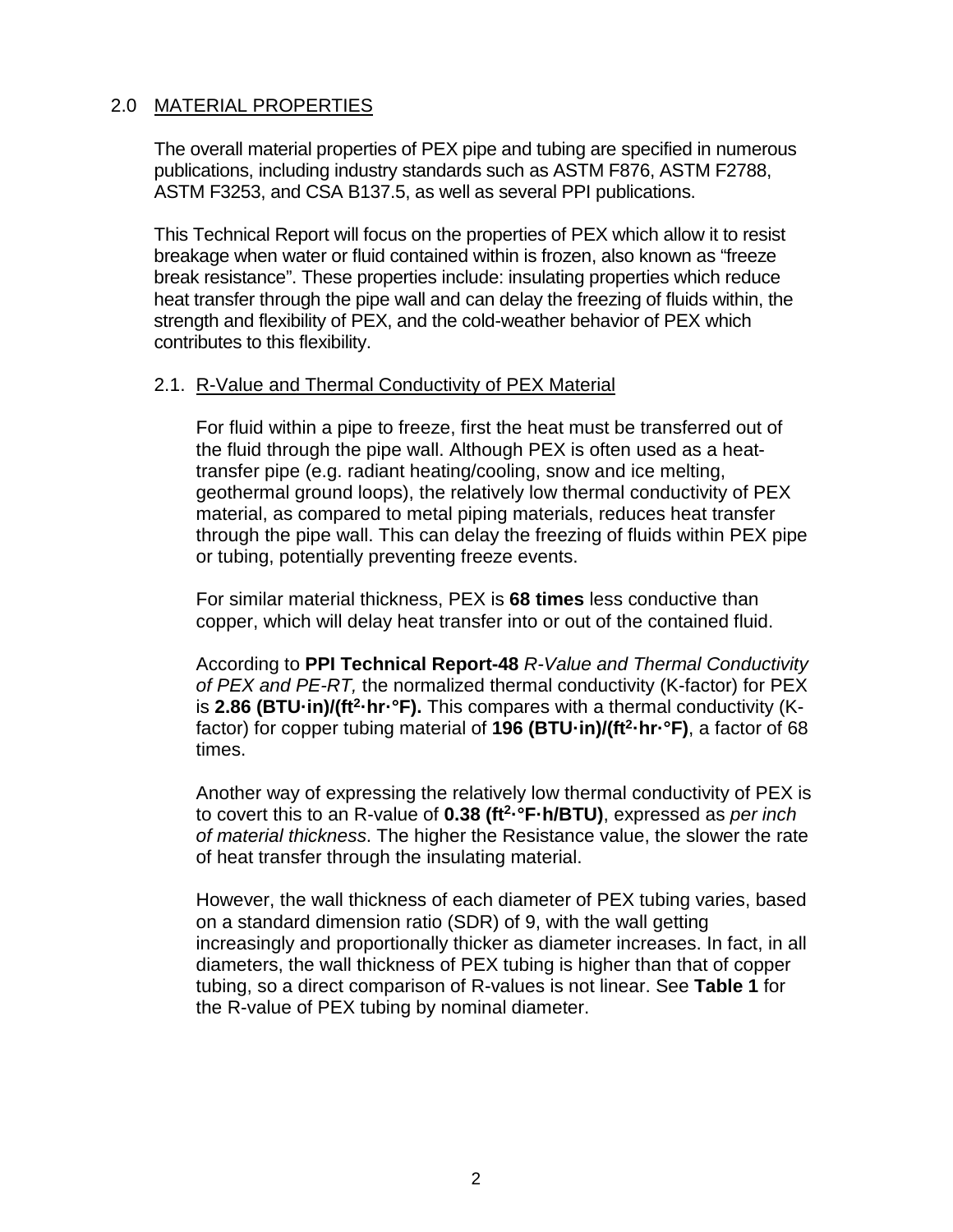## 2.0 MATERIAL PROPERTIES

The overall material properties of PEX pipe and tubing are specified in numerous publications, including industry standards such as ASTM F876, ASTM F2788, ASTM F3253, and CSA B137.5, as well as several PPI publications.

This Technical Report will focus on the properties of PEX which allow it to resist breakage when water or fluid contained within is frozen, also known as "freeze break resistance". These properties include: insulating properties which reduce heat transfer through the pipe wall and can delay the freezing of fluids within, the strength and flexibility of PEX, and the cold-weather behavior of PEX which contributes to this flexibility.

### 2.1. R-Value and Thermal Conductivity of PEX Material

For fluid within a pipe to freeze, first the heat must be transferred out of the fluid through the pipe wall. Although PEX is often used as a heat-transfer pipe (e.g. radiant heating/cooling, snow and ice melting, geothermal ground loops), the relatively low thermal conductivity of PEX material, as compared to metal piping materials, reduces heat transfer through the pipe wall. This can delay the freezing of fluids within PEX pipe or tubing, potentially preventing freeze events.

For similar material thickness, PEX is **68 times** less conductive than copper, which will delay heat transfer into or out of the contained fluid.

According to **PPI Technical Report-48** *R-Value and Thermal Conductivity of PEX and PE-RT,* the normalized thermal conductivity (K-factor) for PEX is **2.86 (BTU·in)/(ft$^2$·hr·°F).** This compares with a thermal conductivity (K-factor) for copper tubing material of **196 (BTU·in)/(ft$^2$·hr·°F)**, a factor of 68 times.

Another way of expressing the relatively low thermal conductivity of PEX is to covert this to an R-value of **0.38 (ft$^2$·°F·h/BTU)**, expressed as *per inch of material thickness*. The higher the Resistance value, the slower the rate of heat transfer through the insulating material.

However, the wall thickness of each diameter of PEX tubing varies, based on a standard dimension ratio (SDR) of 9, with the wall getting increasingly and proportionally thicker as diameter increases. In fact, in all diameters, the wall thickness of PEX tubing is higher than that of copper tubing, so a direct comparison of R-values is not linear. See **Table 1** for the R-value of PEX tubing by nominal diameter.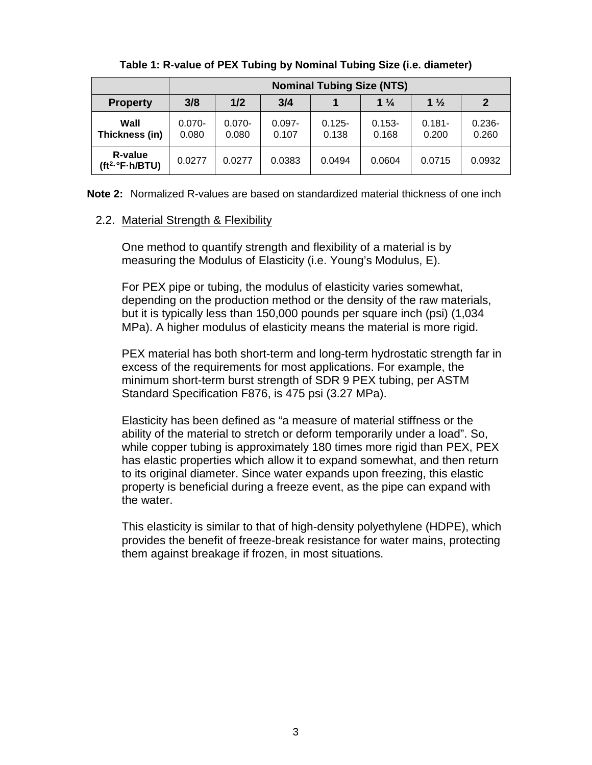**Table 1: R-value of PEX Tubing by Nominal Tubing Size (i.e. diameter)**

| | Nominal Tubing Size (NTS) | | | | | | |
|---|---|---|---|---|---|---|---|
| **Property** | **3/8** | **1/2** | **3/4** | **1** | **1 ¼** | **1 ½** | **2** |
| **Wall Thickness (in)** | 0.070-0.080 | 0.070-0.080 | 0.097-0.107 | 0.125-0.138 | 0.153-0.168 | 0.181-0.200 | 0.236-0.260 |
| **R-value ($ft^2$·°F·h/BTU)** | 0.0277 | 0.0277 | 0.0383 | 0.0494 | 0.0604 | 0.0715 | 0.0932 |

**Note 2:** Normalized R-values are based on standardized material thickness of one inch

### 2.2. Material Strength & Flexibility

One method to quantify strength and flexibility of a material is by measuring the Modulus of Elasticity (i.e. Young's Modulus, E).

For PEX pipe or tubing, the modulus of elasticity varies somewhat, depending on the production method or the density of the raw materials, but it is typically less than 150,000 pounds per square inch (psi) (1,034 MPa). A higher modulus of elasticity means the material is more rigid.

PEX material has both short-term and long-term hydrostatic strength far in excess of the requirements for most applications. For example, the minimum short-term burst strength of SDR 9 PEX tubing, per ASTM Standard Specification F876, is 475 psi (3.27 MPa).

Elasticity has been defined as "a measure of material stiffness or the ability of the material to stretch or deform temporarily under a load". So, while copper tubing is approximately 180 times more rigid than PEX, PEX has elastic properties which allow it to expand somewhat, and then return to its original diameter. Since water expands upon freezing, this elastic property is beneficial during a freeze event, as the pipe can expand with the water.

This elasticity is similar to that of high-density polyethylene (HDPE), which provides the benefit of freeze-break resistance for water mains, protecting them against breakage if frozen, in most situations.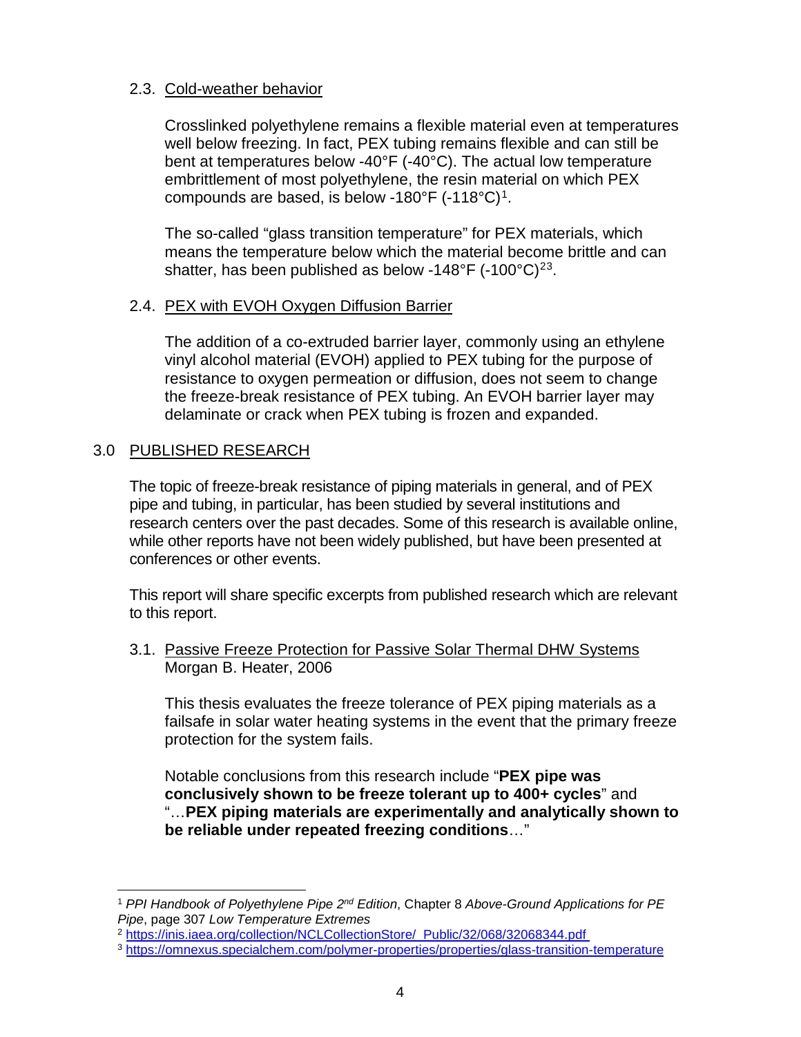### 2.3. Cold-weather behavior

Crosslinked polyethylene remains a flexible material even at temperatures well below freezing. In fact, PEX tubing remains flexible and can still be bent at temperatures below -40°F (-40°C). The actual low temperature embrittlement of most polyethylene, the resin material on which PEX compounds are based, is below -180°F (-118°C)[1].

The so-called "glass transition temperature" for PEX materials, which means the temperature below which the material become brittle and can shatter, has been published as below -148°F (-100°C)[2,3].

### 2.4. PEX with EVOH Oxygen Diffusion Barrier

The addition of a co-extruded barrier layer, commonly using an ethylene vinyl alcohol material (EVOH) applied to PEX tubing for the purpose of resistance to oxygen permeation or diffusion, does not seem to change the freeze-break resistance of PEX tubing. An EVOH barrier layer may delaminate or crack when PEX tubing is frozen and expanded.

## 3.0 PUBLISHED RESEARCH

The topic of freeze-break resistance of piping materials in general, and of PEX pipe and tubing, in particular, has been studied by several institutions and research centers over the past decades. Some of this research is available online, while other reports have not been widely published, but have been presented at conferences or other events.

This report will share specific excerpts from published research which are relevant to this report.

### 3.1. Passive Freeze Protection for Passive Solar Thermal DHW Systems

Morgan B. Heater, 2006

This thesis evaluates the freeze tolerance of PEX piping materials as a failsafe in solar water heating systems in the event that the primary freeze protection for the system fails.

Notable conclusions from this research include "**PEX pipe was conclusively shown to be freeze tolerant up to 400+ cycles**" and "…**PEX piping materials are experimentally and analytically shown to be reliable under repeated freezing conditions**…"

---

[1] *PPI Handbook of Polyethylene Pipe 2nd Edition*, Chapter 8 *Above-Ground Applications for PE Pipe*, page 307 *Low Temperature Extremes*

[2] https://inis.iaea.org/collection/NCLCollectionStore/_Public/32/068/32068344.pdf

[3] https://omnexus.specialchem.com/polymer-properties/properties/glass-transition-temperature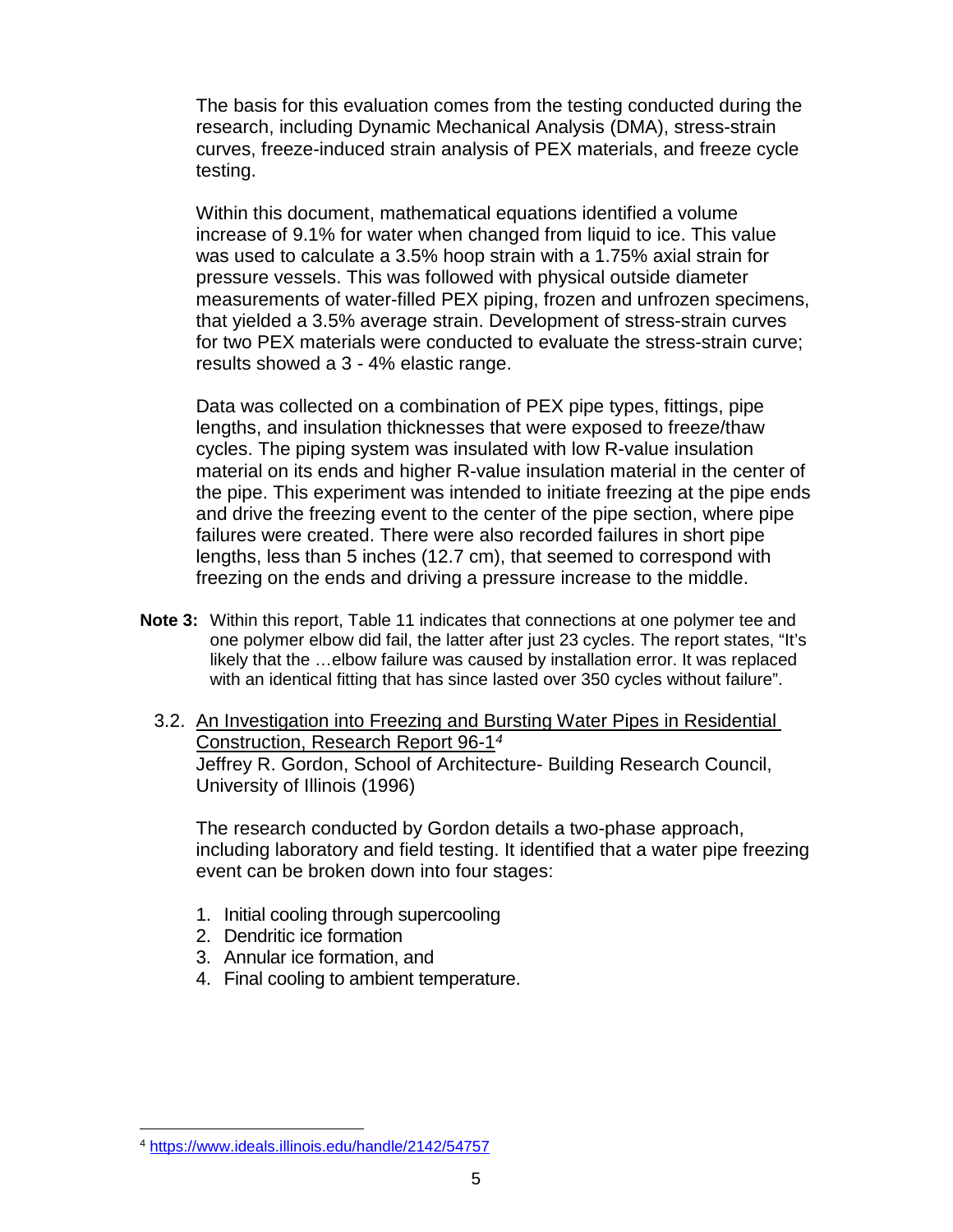The basis for this evaluation comes from the testing conducted during the research, including Dynamic Mechanical Analysis (DMA), stress-strain curves, freeze-induced strain analysis of PEX materials, and freeze cycle testing.

Within this document, mathematical equations identified a volume increase of 9.1% for water when changed from liquid to ice. This value was used to calculate a 3.5% hoop strain with a 1.75% axial strain for pressure vessels. This was followed with physical outside diameter measurements of water-filled PEX piping, frozen and unfrozen specimens, that yielded a 3.5% average strain. Development of stress-strain curves for two PEX materials were conducted to evaluate the stress-strain curve; results showed a 3 - 4% elastic range.

Data was collected on a combination of PEX pipe types, fittings, pipe lengths, and insulation thicknesses that were exposed to freeze/thaw cycles. The piping system was insulated with low R-value insulation material on its ends and higher R-value insulation material in the center of the pipe. This experiment was intended to initiate freezing at the pipe ends and drive the freezing event to the center of the pipe section, where pipe failures were created. There were also recorded failures in short pipe lengths, less than 5 inches (12.7 cm), that seemed to correspond with freezing on the ends and driving a pressure increase to the middle.

**Note 3:** Within this report, Table 11 indicates that connections at one polymer tee and one polymer elbow did fail, the latter after just 23 cycles. The report states, "It's likely that the …elbow failure was caused by installation error. It was replaced with an identical fitting that has since lasted over 350 cycles without failure".

3.2. An Investigation into Freezing and Bursting Water Pipes in Residential Construction, Research Report 96-1[4]
Jeffrey R. Gordon, School of Architecture- Building Research Council, University of Illinois (1996)

The research conducted by Gordon details a two-phase approach, including laboratory and field testing. It identified that a water pipe freezing event can be broken down into four stages:

1. Initial cooling through supercooling
2. Dendritic ice formation
3. Annular ice formation, and
4. Final cooling to ambient temperature.

[4] https://www.ideals.illinois.edu/handle/2142/54757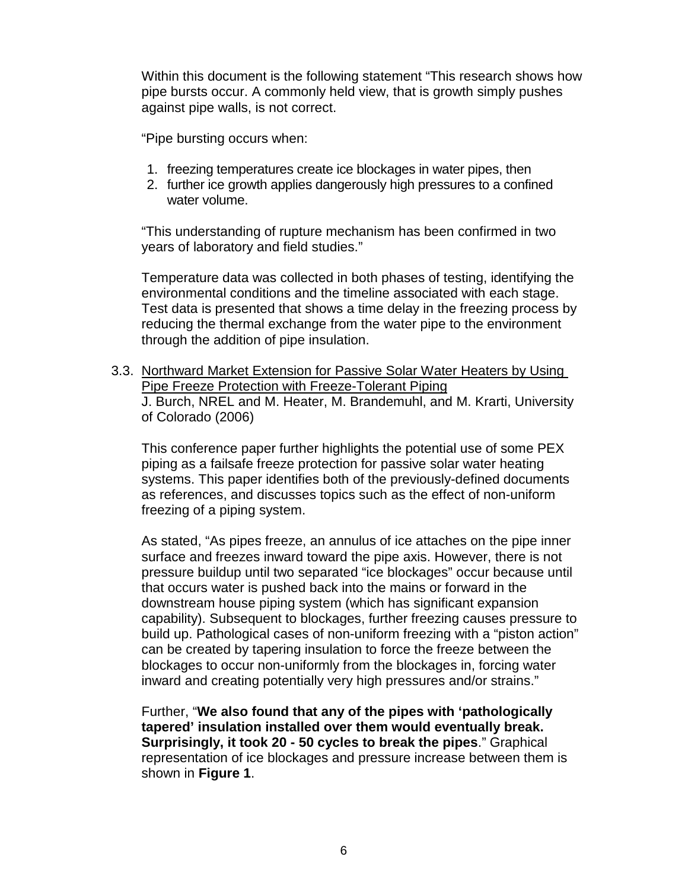Within this document is the following statement “This research shows how pipe bursts occur. A commonly held view, that is growth simply pushes against pipe walls, is not correct.

“Pipe bursting occurs when:

1. freezing temperatures create ice blockages in water pipes, then
2. further ice growth applies dangerously high pressures to a confined water volume.

“This understanding of rupture mechanism has been confirmed in two years of laboratory and field studies.”

Temperature data was collected in both phases of testing, identifying the environmental conditions and the timeline associated with each stage. Test data is presented that shows a time delay in the freezing process by reducing the thermal exchange from the water pipe to the environment through the addition of pipe insulation.

3.3. Northward Market Extension for Passive Solar Water Heaters by Using Pipe Freeze Protection with Freeze-Tolerant Piping
J. Burch, NREL and M. Heater, M. Brandemuhl, and M. Krarti, University of Colorado (2006)

This conference paper further highlights the potential use of some PEX piping as a failsafe freeze protection for passive solar water heating systems. This paper identifies both of the previously-defined documents as references, and discusses topics such as the effect of non-uniform freezing of a piping system.

As stated, “As pipes freeze, an annulus of ice attaches on the pipe inner surface and freezes inward toward the pipe axis. However, there is not pressure buildup until two separated “ice blockages” occur because until that occurs water is pushed back into the mains or forward in the downstream house piping system (which has significant expansion capability). Subsequent to blockages, further freezing causes pressure to build up. Pathological cases of non-uniform freezing with a “piston action” can be created by tapering insulation to force the freeze between the blockages to occur non-uniformly from the blockages in, forcing water inward and creating potentially very high pressures and/or strains.”

Further, “**We also found that any of the pipes with ‘pathologically tapered’ insulation installed over them would eventually break. Surprisingly, it took 20 - 50 cycles to break the pipes**.” Graphical representation of ice blockages and pressure increase between them is shown in **Figure 1**.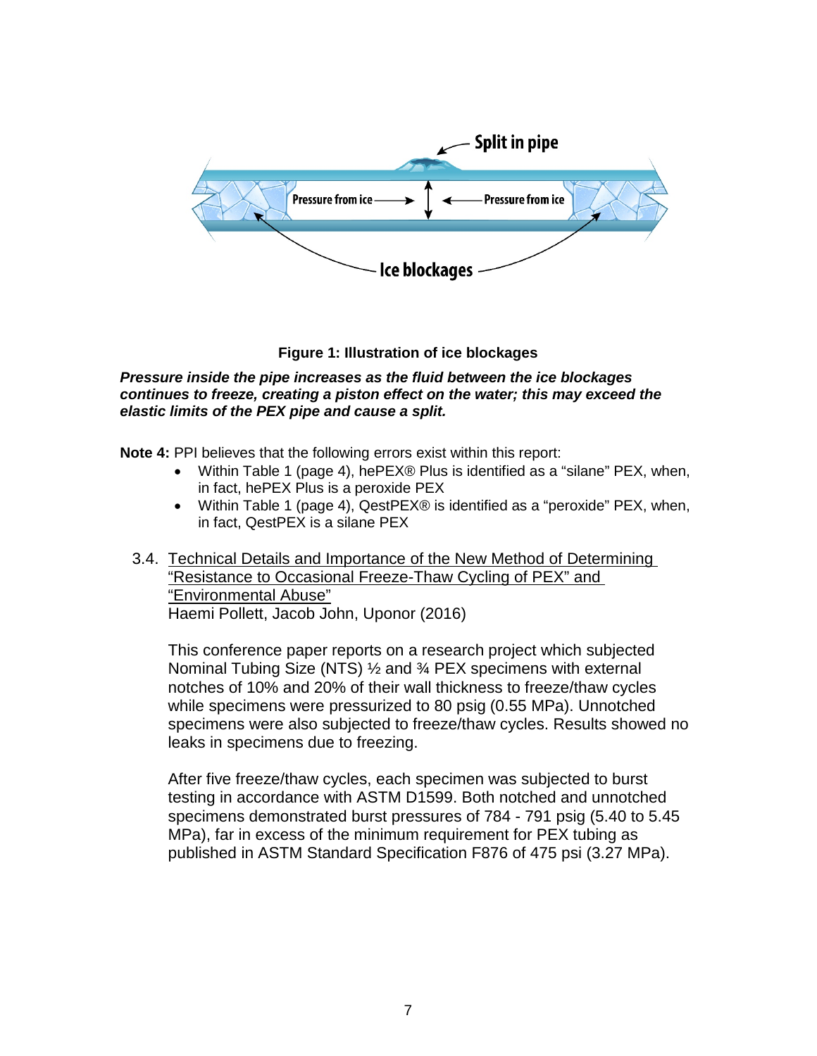**Figure 1: Illustration of ice blockages**

***Pressure inside the pipe increases as the fluid between the ice blockages continues to freeze, creating a piston effect on the water; this may exceed the elastic limits of the PEX pipe and cause a split.***

**Note 4:** PPI believes that the following errors exist within this report:

- Within Table 1 (page 4), hePEX® Plus is identified as a "silane" PEX, when, in fact, hePEX Plus is a peroxide PEX
- Within Table 1 (page 4), QestPEX® is identified as a "peroxide" PEX, when, in fact, QestPEX is a silane PEX

### 3.4. Technical Details and Importance of the New Method of Determining "Resistance to Occasional Freeze-Thaw Cycling of PEX" and "Environmental Abuse"

Haemi Pollett, Jacob John, Uponor (2016)

This conference paper reports on a research project which subjected Nominal Tubing Size (NTS) ½ and ¾ PEX specimens with external notches of 10% and 20% of their wall thickness to freeze/thaw cycles while specimens were pressurized to 80 psig (0.55 MPa). Unnotched specimens were also subjected to freeze/thaw cycles. Results showed no leaks in specimens due to freezing.

After five freeze/thaw cycles, each specimen was subjected to burst testing in accordance with ASTM D1599. Both notched and unnotched specimens demonstrated burst pressures of 784 - 791 psig (5.40 to 5.45 MPa), far in excess of the minimum requirement for PEX tubing as published in ASTM Standard Specification F876 of 475 psi (3.27 MPa).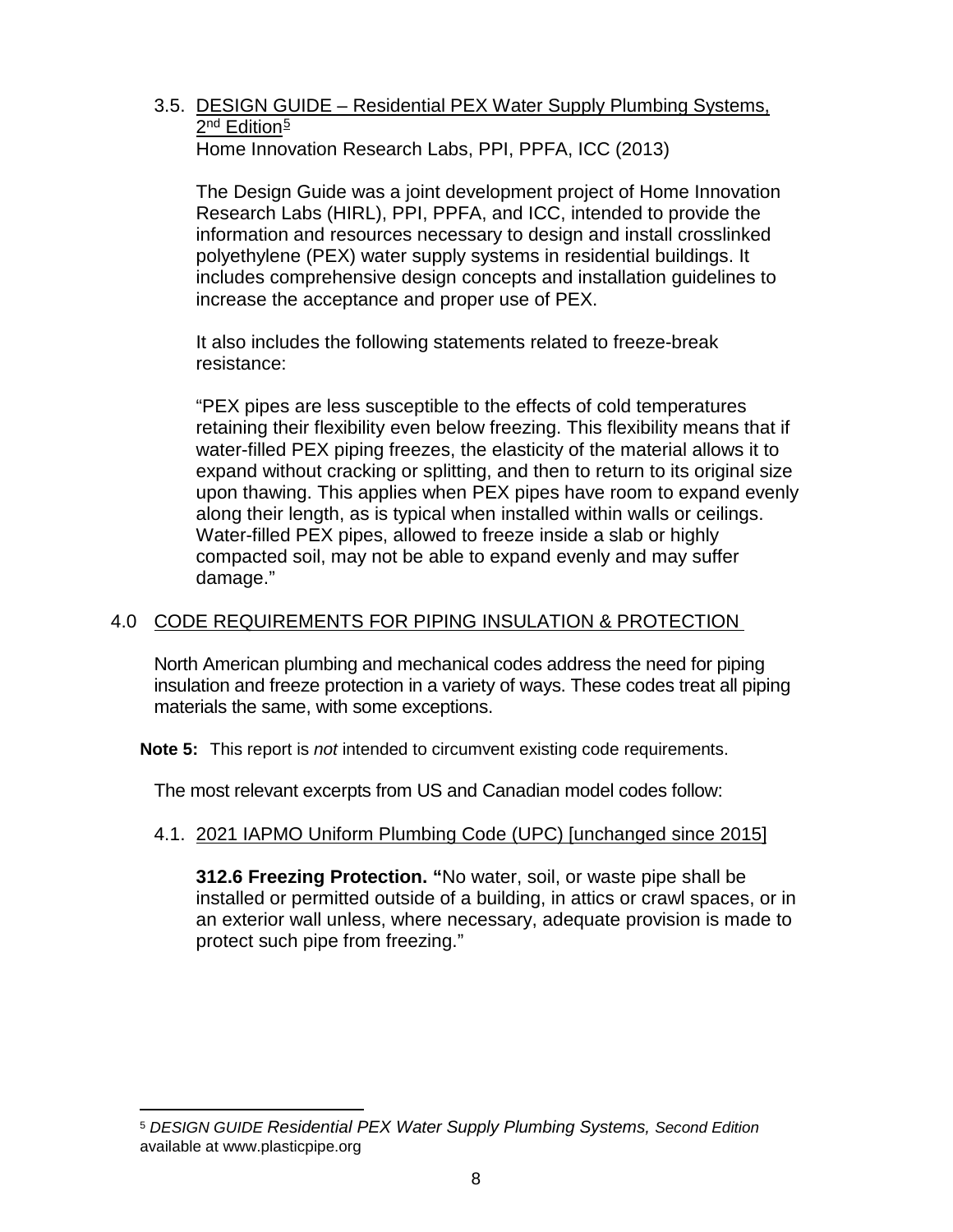### 3.5. DESIGN GUIDE – Residential PEX Water Supply Plumbing Systems, 2nd Edition[5]

Home Innovation Research Labs, PPI, PPFA, ICC (2013)

The Design Guide was a joint development project of Home Innovation Research Labs (HIRL), PPI, PPFA, and ICC, intended to provide the information and resources necessary to design and install crosslinked polyethylene (PEX) water supply systems in residential buildings. It includes comprehensive design concepts and installation guidelines to increase the acceptance and proper use of PEX.

It also includes the following statements related to freeze-break resistance:

"PEX pipes are less susceptible to the effects of cold temperatures retaining their flexibility even below freezing. This flexibility means that if water-filled PEX piping freezes, the elasticity of the material allows it to expand without cracking or splitting, and then to return to its original size upon thawing. This applies when PEX pipes have room to expand evenly along their length, as is typical when installed within walls or ceilings. Water-filled PEX pipes, allowed to freeze inside a slab or highly compacted soil, may not be able to expand evenly and may suffer damage."

## 4.0 CODE REQUIREMENTS FOR PIPING INSULATION & PROTECTION

North American plumbing and mechanical codes address the need for piping insulation and freeze protection in a variety of ways. These codes treat all piping materials the same, with some exceptions.

**Note 5:** This report is *not* intended to circumvent existing code requirements.

The most relevant excerpts from US and Canadian model codes follow:

### 4.1. 2021 IAPMO Uniform Plumbing Code (UPC) [unchanged since 2015]

**312.6 Freezing Protection.** "No water, soil, or waste pipe shall be installed or permitted outside of a building, in attics or crawl spaces, or in an exterior wall unless, where necessary, adequate provision is made to protect such pipe from freezing."

---

[5] *DESIGN GUIDE Residential PEX Water Supply Plumbing Systems, Second Edition* available at www.plasticpipe.org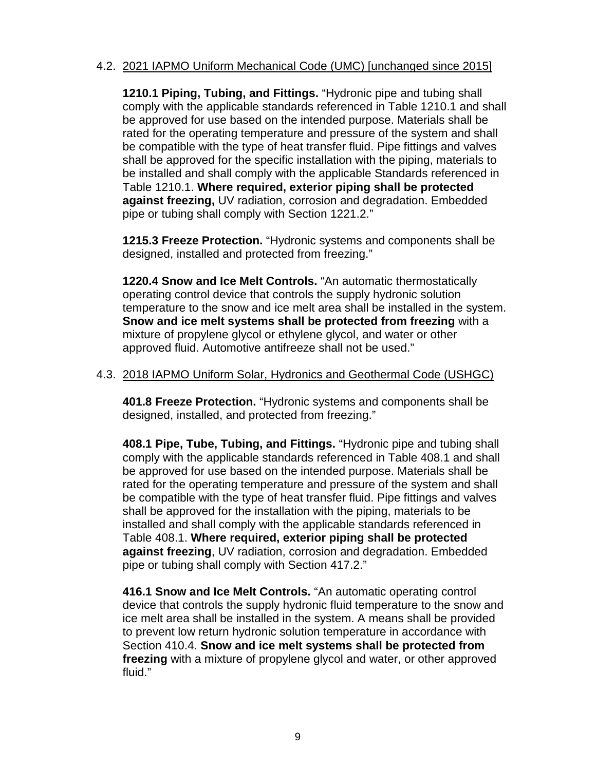4.2. 2021 IAPMO Uniform Mechanical Code (UMC) [unchanged since 2015]

**1210.1 Piping, Tubing, and Fittings.** "Hydronic pipe and tubing shall comply with the applicable standards referenced in Table 1210.1 and shall be approved for use based on the intended purpose. Materials shall be rated for the operating temperature and pressure of the system and shall be compatible with the type of heat transfer fluid. Pipe fittings and valves shall be approved for the specific installation with the piping, materials to be installed and shall comply with the applicable Standards referenced in Table 1210.1. **Where required, exterior piping shall be protected against freezing,** UV radiation, corrosion and degradation. Embedded pipe or tubing shall comply with Section 1221.2."

**1215.3 Freeze Protection.** "Hydronic systems and components shall be designed, installed and protected from freezing."

**1220.4 Snow and Ice Melt Controls.** "An automatic thermostatically operating control device that controls the supply hydronic solution temperature to the snow and ice melt area shall be installed in the system. **Snow and ice melt systems shall be protected from freezing** with a mixture of propylene glycol or ethylene glycol, and water or other approved fluid. Automotive antifreeze shall not be used."

4.3. 2018 IAPMO Uniform Solar, Hydronics and Geothermal Code (USHGC)

**401.8 Freeze Protection.** "Hydronic systems and components shall be designed, installed, and protected from freezing."

**408.1 Pipe, Tube, Tubing, and Fittings.** "Hydronic pipe and tubing shall comply with the applicable standards referenced in Table 408.1 and shall be approved for use based on the intended purpose. Materials shall be rated for the operating temperature and pressure of the system and shall be compatible with the type of heat transfer fluid. Pipe fittings and valves shall be approved for the installation with the piping, materials to be installed and shall comply with the applicable standards referenced in Table 408.1. **Where required, exterior piping shall be protected against freezing**, UV radiation, corrosion and degradation. Embedded pipe or tubing shall comply with Section 417.2."

**416.1 Snow and Ice Melt Controls.** "An automatic operating control device that controls the supply hydronic fluid temperature to the snow and ice melt area shall be installed in the system. A means shall be provided to prevent low return hydronic solution temperature in accordance with Section 410.4. **Snow and ice melt systems shall be protected from freezing** with a mixture of propylene glycol and water, or other approved fluid."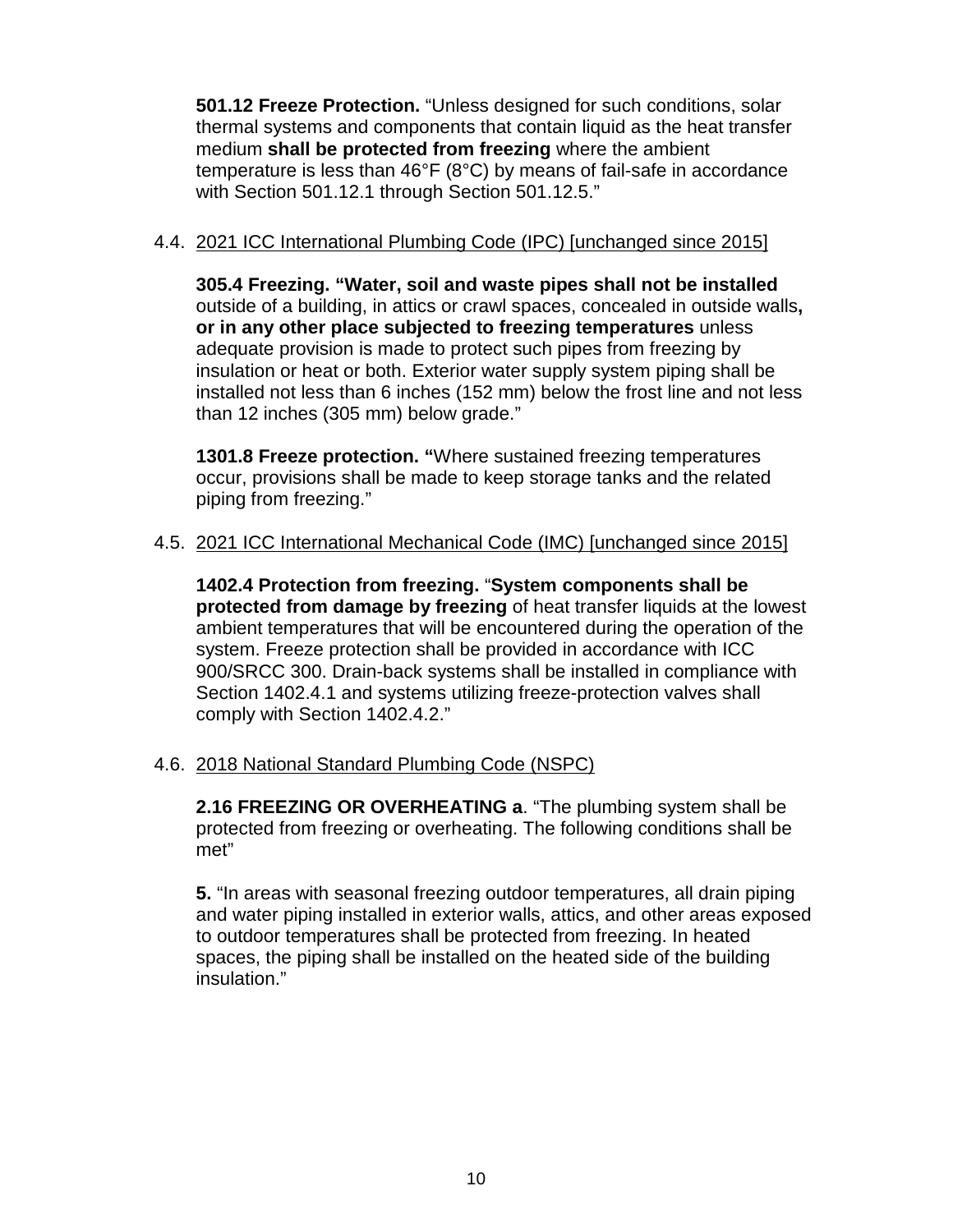**501.12 Freeze Protection.** “Unless designed for such conditions, solar thermal systems and components that contain liquid as the heat transfer medium **shall be protected from freezing** where the ambient temperature is less than 46°F (8°C) by means of fail-safe in accordance with Section 501.12.1 through Section 501.12.5.”

4.4. 2021 ICC International Plumbing Code (IPC) [unchanged since 2015]

**305.4 Freezing. “Water, soil and waste pipes shall not be installed** outside of a building, in attics or crawl spaces, concealed in outside walls**, or in any other place subjected to freezing temperatures** unless adequate provision is made to protect such pipes from freezing by insulation or heat or both. Exterior water supply system piping shall be installed not less than 6 inches (152 mm) below the frost line and not less than 12 inches (305 mm) below grade.”

**1301.8 Freeze protection. “**Where sustained freezing temperatures occur, provisions shall be made to keep storage tanks and the related piping from freezing.”

4.5. 2021 ICC International Mechanical Code (IMC) [unchanged since 2015]

**1402.4 Protection from freezing.** “**System components shall be protected from damage by freezing** of heat transfer liquids at the lowest ambient temperatures that will be encountered during the operation of the system. Freeze protection shall be provided in accordance with ICC 900/SRCC 300. Drain-back systems shall be installed in compliance with Section 1402.4.1 and systems utilizing freeze-protection valves shall comply with Section 1402.4.2.”

4.6. 2018 National Standard Plumbing Code (NSPC)

**2.16 FREEZING OR OVERHEATING a**. “The plumbing system shall be protected from freezing or overheating. The following conditions shall be met”

**5.** “In areas with seasonal freezing outdoor temperatures, all drain piping and water piping installed in exterior walls, attics, and other areas exposed to outdoor temperatures shall be protected from freezing. In heated spaces, the piping shall be installed on the heated side of the building insulation.”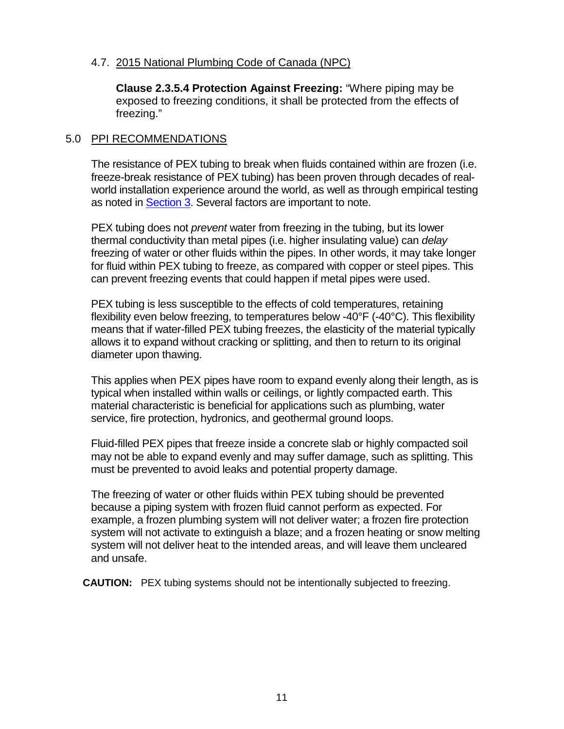### 4.7. 2015 National Plumbing Code of Canada (NPC)

**Clause 2.3.5.4 Protection Against Freezing:** "Where piping may be exposed to freezing conditions, it shall be protected from the effects of freezing."

## 5.0 PPI RECOMMENDATIONS

The resistance of PEX tubing to break when fluids contained within are frozen (i.e. freeze-break resistance of PEX tubing) has been proven through decades of real-world installation experience around the world, as well as through empirical testing as noted in Section 3. Several factors are important to note.

PEX tubing does not *prevent* water from freezing in the tubing, but its lower thermal conductivity than metal pipes (i.e. higher insulating value) can *delay* freezing of water or other fluids within the pipes. In other words, it may take longer for fluid within PEX tubing to freeze, as compared with copper or steel pipes. This can prevent freezing events that could happen if metal pipes were used.

PEX tubing is less susceptible to the effects of cold temperatures, retaining flexibility even below freezing, to temperatures below -40°F (-40°C). This flexibility means that if water-filled PEX tubing freezes, the elasticity of the material typically allows it to expand without cracking or splitting, and then to return to its original diameter upon thawing.

This applies when PEX pipes have room to expand evenly along their length, as is typical when installed within walls or ceilings, or lightly compacted earth. This material characteristic is beneficial for applications such as plumbing, water service, fire protection, hydronics, and geothermal ground loops.

Fluid-filled PEX pipes that freeze inside a concrete slab or highly compacted soil may not be able to expand evenly and may suffer damage, such as splitting. This must be prevented to avoid leaks and potential property damage.

The freezing of water or other fluids within PEX tubing should be prevented because a piping system with frozen fluid cannot perform as expected. For example, a frozen plumbing system will not deliver water; a frozen fire protection system will not activate to extinguish a blaze; and a frozen heating or snow melting system will not deliver heat to the intended areas, and will leave them uncleared and unsafe.

**CAUTION:** PEX tubing systems should not be intentionally subjected to freezing.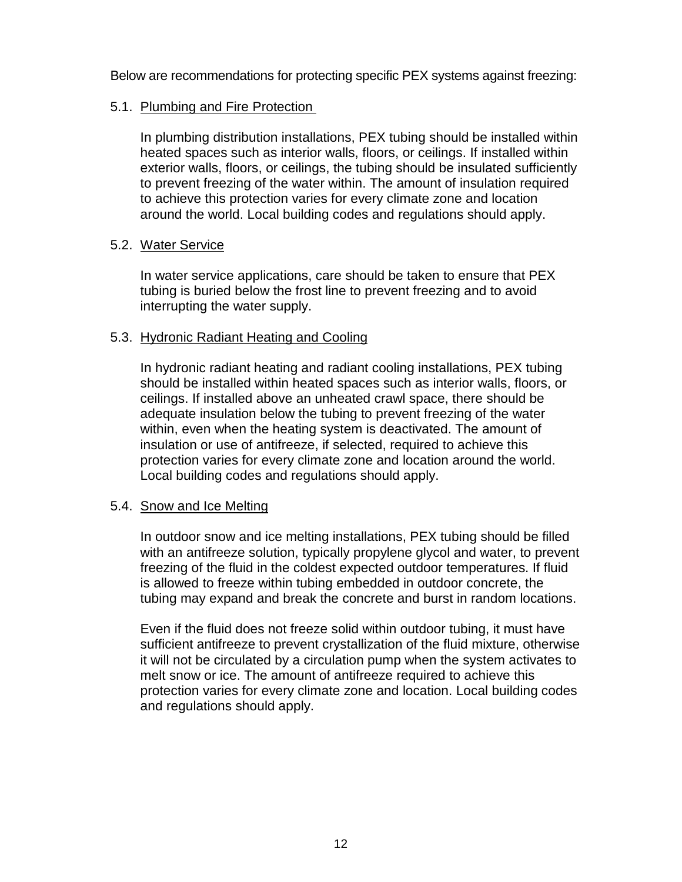Below are recommendations for protecting specific PEX systems against freezing:

### 5.1. Plumbing and Fire Protection

In plumbing distribution installations, PEX tubing should be installed within heated spaces such as interior walls, floors, or ceilings. If installed within exterior walls, floors, or ceilings, the tubing should be insulated sufficiently to prevent freezing of the water within. The amount of insulation required to achieve this protection varies for every climate zone and location around the world. Local building codes and regulations should apply.

### 5.2. Water Service

In water service applications, care should be taken to ensure that PEX tubing is buried below the frost line to prevent freezing and to avoid interrupting the water supply.

### 5.3. Hydronic Radiant Heating and Cooling

In hydronic radiant heating and radiant cooling installations, PEX tubing should be installed within heated spaces such as interior walls, floors, or ceilings. If installed above an unheated crawl space, there should be adequate insulation below the tubing to prevent freezing of the water within, even when the heating system is deactivated. The amount of insulation or use of antifreeze, if selected, required to achieve this protection varies for every climate zone and location around the world. Local building codes and regulations should apply.

### 5.4. Snow and Ice Melting

In outdoor snow and ice melting installations, PEX tubing should be filled with an antifreeze solution, typically propylene glycol and water, to prevent freezing of the fluid in the coldest expected outdoor temperatures. If fluid is allowed to freeze within tubing embedded in outdoor concrete, the tubing may expand and break the concrete and burst in random locations.

Even if the fluid does not freeze solid within outdoor tubing, it must have sufficient antifreeze to prevent crystallization of the fluid mixture, otherwise it will not be circulated by a circulation pump when the system activates to melt snow or ice. The amount of antifreeze required to achieve this protection varies for every climate zone and location. Local building codes and regulations should apply.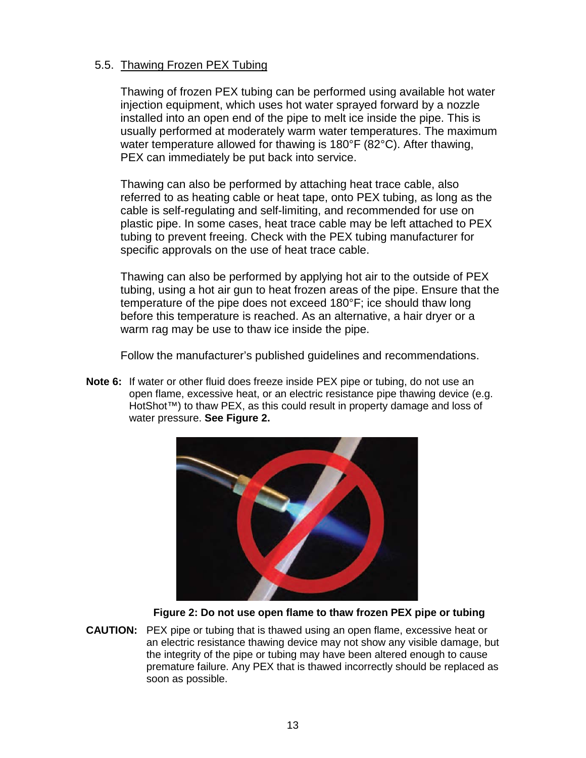## 5.5. Thawing Frozen PEX Tubing

Thawing of frozen PEX tubing can be performed using available hot water injection equipment, which uses hot water sprayed forward by a nozzle installed into an open end of the pipe to melt ice inside the pipe. This is usually performed at moderately warm water temperatures. The maximum water temperature allowed for thawing is 180°F (82°C). After thawing, PEX can immediately be put back into service.

Thawing can also be performed by attaching heat trace cable, also referred to as heating cable or heat tape, onto PEX tubing, as long as the cable is self-regulating and self-limiting, and recommended for use on plastic pipe. In some cases, heat trace cable may be left attached to PEX tubing to prevent freeing. Check with the PEX tubing manufacturer for specific approvals on the use of heat trace cable.

Thawing can also be performed by applying hot air to the outside of PEX tubing, using a hot air gun to heat frozen areas of the pipe. Ensure that the temperature of the pipe does not exceed 180°F; ice should thaw long before this temperature is reached. As an alternative, a hair dryer or a warm rag may be use to thaw ice inside the pipe.

Follow the manufacturer's published guidelines and recommendations.

**Note 6:** If water or other fluid does freeze inside PEX pipe or tubing, do not use an open flame, excessive heat, or an electric resistance pipe thawing device (e.g. HotShot™) to thaw PEX, as this could result in property damage and loss of water pressure. **See Figure 2.**

**Figure 2: Do not use open flame to thaw frozen PEX pipe or tubing**

**CAUTION:** PEX pipe or tubing that is thawed using an open flame, excessive heat or an electric resistance thawing device may not show any visible damage, but the integrity of the pipe or tubing may have been altered enough to cause premature failure. Any PEX that is thawed incorrectly should be replaced as soon as possible.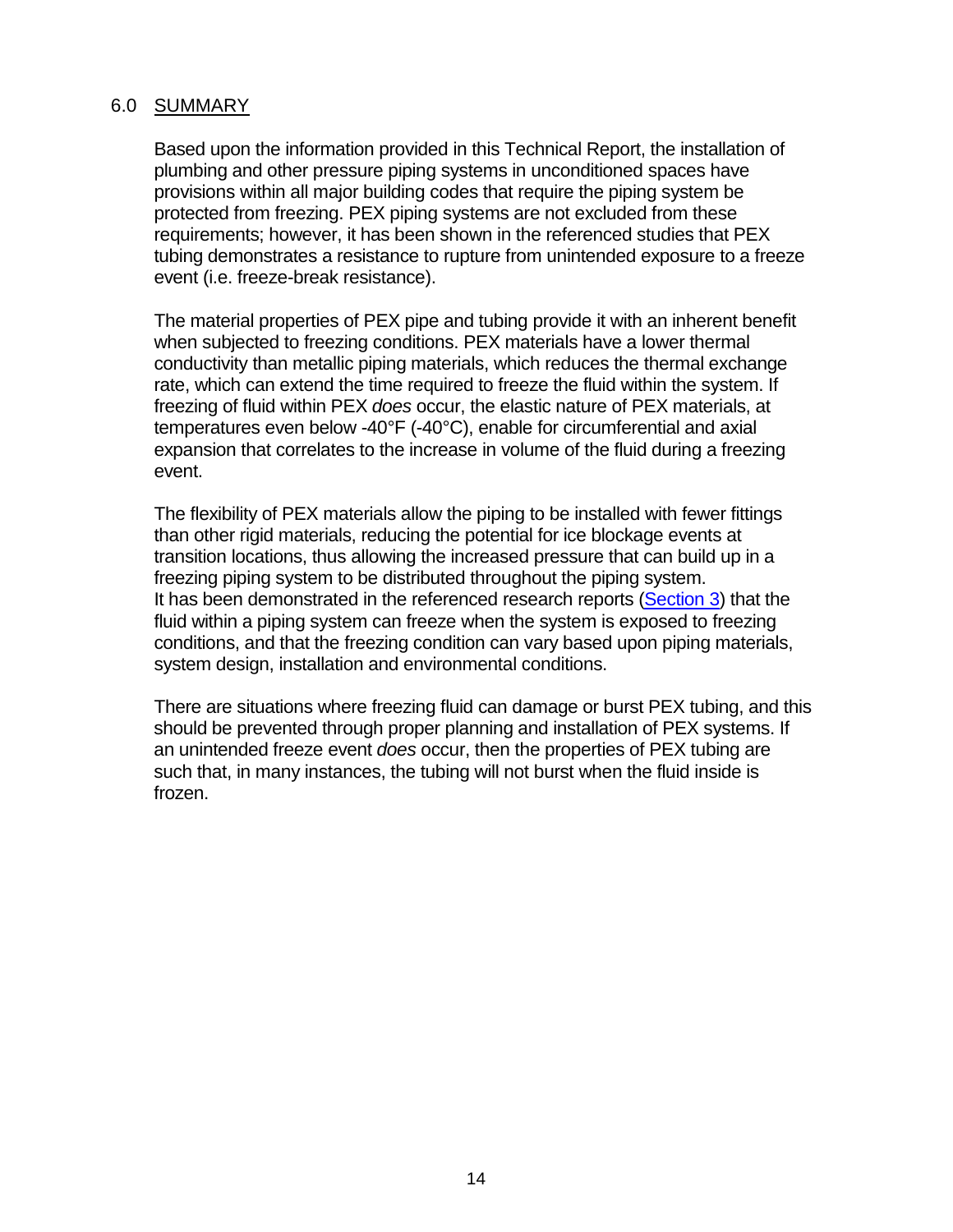## 6.0 SUMMARY

Based upon the information provided in this Technical Report, the installation of plumbing and other pressure piping systems in unconditioned spaces have provisions within all major building codes that require the piping system be protected from freezing. PEX piping systems are not excluded from these requirements; however, it has been shown in the referenced studies that PEX tubing demonstrates a resistance to rupture from unintended exposure to a freeze event (i.e. freeze-break resistance).

The material properties of PEX pipe and tubing provide it with an inherent benefit when subjected to freezing conditions. PEX materials have a lower thermal conductivity than metallic piping materials, which reduces the thermal exchange rate, which can extend the time required to freeze the fluid within the system. If freezing of fluid within PEX *does* occur, the elastic nature of PEX materials, at temperatures even below -40°F (-40°C), enable for circumferential and axial expansion that correlates to the increase in volume of the fluid during a freezing event.

The flexibility of PEX materials allow the piping to be installed with fewer fittings than other rigid materials, reducing the potential for ice blockage events at transition locations, thus allowing the increased pressure that can build up in a freezing piping system to be distributed throughout the piping system.
It has been demonstrated in the referenced research reports (Section 3) that the fluid within a piping system can freeze when the system is exposed to freezing conditions, and that the freezing condition can vary based upon piping materials, system design, installation and environmental conditions.

There are situations where freezing fluid can damage or burst PEX tubing, and this should be prevented through proper planning and installation of PEX systems. If an unintended freeze event *does* occur, then the properties of PEX tubing are such that, in many instances, the tubing will not burst when the fluid inside is frozen.